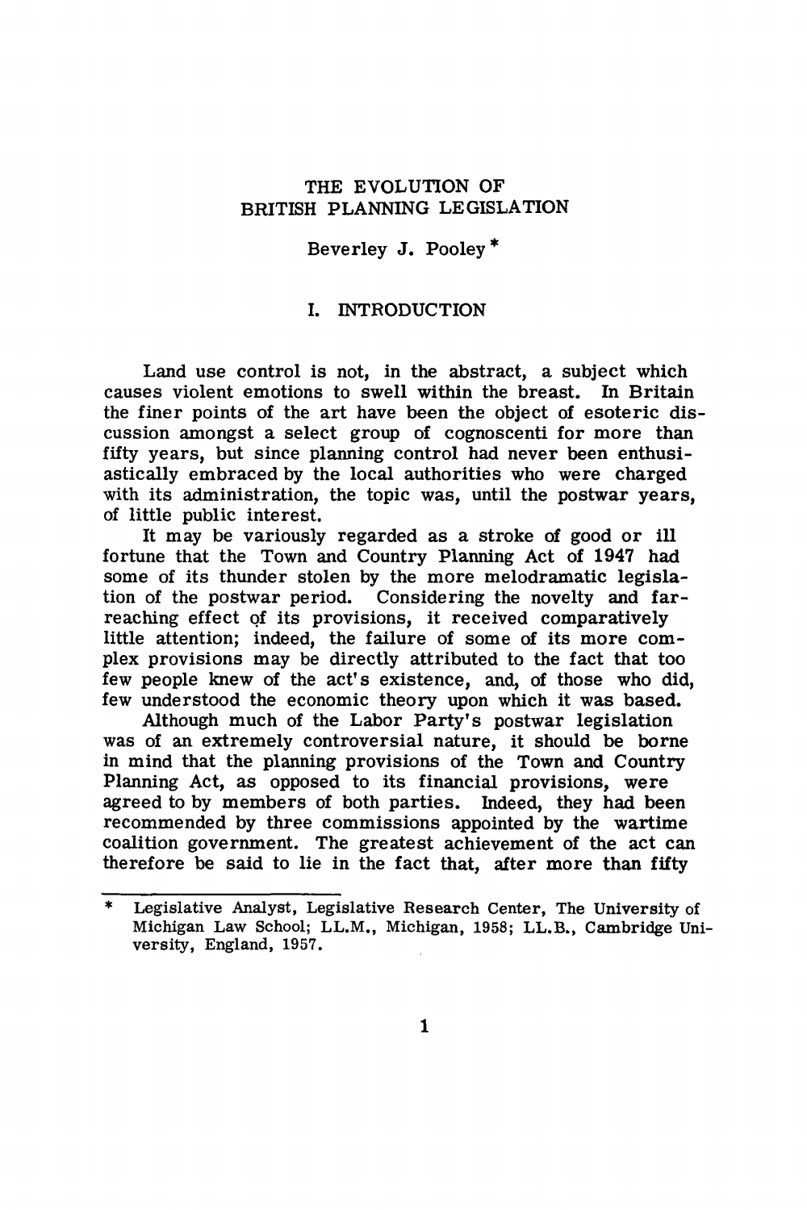# THE EVOLUTION OF BRITISH PLANNING LEGISLATION

Beverley J. Pooley *

## I. INTRODUCTION

Land use control is not, in the abstract, a subject which causes violent emotions to swell within the breast. In Britain the finer points of the art have been the object of esoteric discussion amongst a select group of cognoscenti for more than fifty years, but since planning control had never been enthusiastically embraced by the local authorities who were charged with its administration, the topic was, until the postwar years, of little public interest.

It may be variously regarded as a stroke of good or ill fortune that the Town and Country Planning Act of 1947 had some of its thunder stolen by the more melodramatic legislation of the postwar period. Considering the novelty and far-reaching effect of its provisions, it received comparatively little attention; indeed, the failure of some of its more complex provisions may be directly attributed to the fact that too few people knew of the act's existence, and, of those who did, few understood the economic theory upon which it was based.

Although much of the Labor Party's postwar legislation was of an extremely controversial nature, it should be borne in mind that the planning provisions of the Town and Country Planning Act, as opposed to its financial provisions, were agreed to by members of both parties. Indeed, they had been recommended by three commissions appointed by the wartime coalition government. The greatest achievement of the act can therefore be said to lie in the fact that, after more than fifty

---

\* Legislative Analyst, Legislative Research Center, The University of Michigan Law School; LL.M., Michigan, 1958; LL.B., Cambridge University, England, 1957.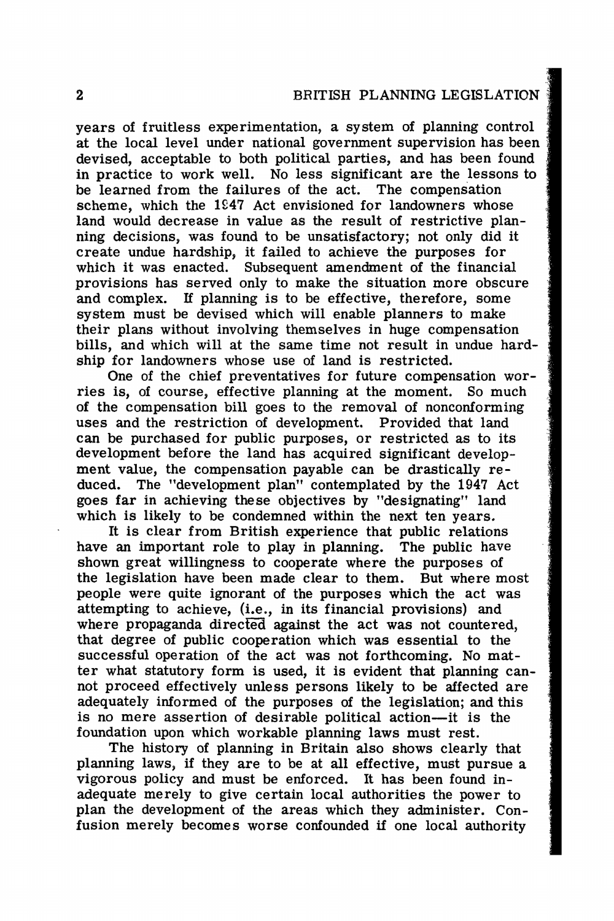years of fruitless experimentation, a system of planning control at the local level under national government supervision has been devised, acceptable to both political parties, and has been found in practice to work well. No less significant are the lessons to be learned from the failures of the act. The compensation scheme, which the 1947 Act envisioned for landowners whose land would decrease in value as the result of restrictive planning decisions, was found to be unsatisfactory; not only did it create undue hardship, it failed to achieve the purposes for which it was enacted. Subsequent amendment of the financial provisions has served only to make the situation more obscure and complex. If planning is to be effective, therefore, some system must be devised which will enable planners to make their plans without involving themselves in huge compensation bills, and which will at the same time not result in undue hardship for landowners whose use of land is restricted.

One of the chief preventatives for future compensation worries is, of course, effective planning at the moment. So much of the compensation bill goes to the removal of nonconforming uses and the restriction of development. Provided that land can be purchased for public purposes, or restricted as to its development before the land has acquired significant development value, the compensation payable can be drastically reduced. The "development plan" contemplated by the 1947 Act goes far in achieving these objectives by "designating" land which is likely to be condemned within the next ten years.

It is clear from British experience that public relations have an important role to play in planning. The public have shown great willingness to cooperate where the purposes of the legislation have been made clear to them. But where most people were quite ignorant of the purposes which the act was attempting to achieve, (i.e., in its financial provisions) and where propaganda directed against the act was not countered, that degree of public cooperation which was essential to the successful operation of the act was not forthcoming. No matter what statutory form is used, it is evident that planning cannot proceed effectively unless persons likely to be affected are adequately informed of the purposes of the legislation; and this is no mere assertion of desirable political action—it is the foundation upon which workable planning laws must rest.

The history of planning in Britain also shows clearly that planning laws, if they are to be at all effective, must pursue a vigorous policy and must be enforced. It has been found inadequate merely to give certain local authorities the power to plan the development of the areas which they administer. Confusion merely becomes worse confounded if one local authority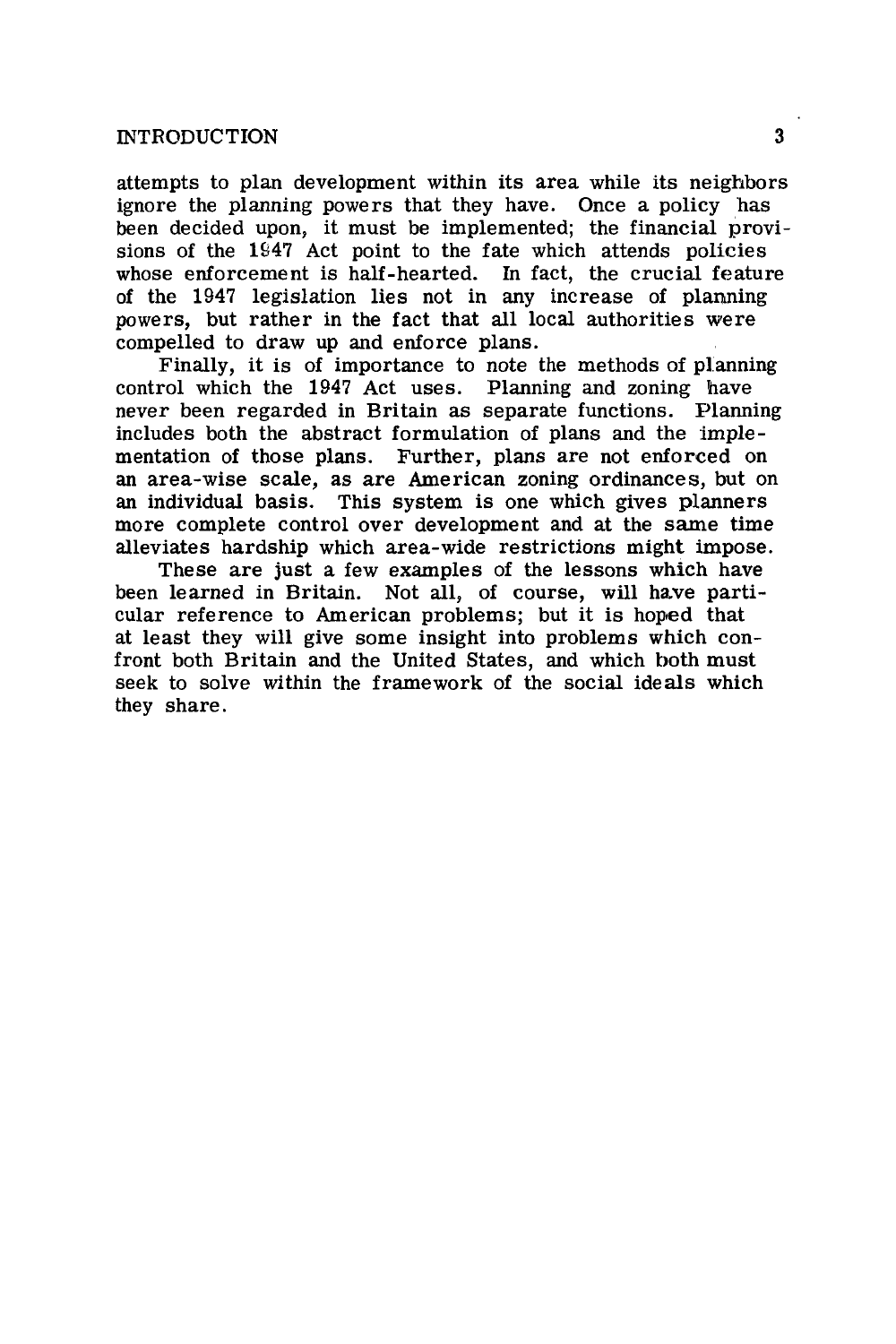attempts to plan development within its area while its neighbors ignore the planning powers that they have. Once a policy has been decided upon, it must be implemented; the financial provisions of the 1947 Act point to the fate which attends policies whose enforcement is half-hearted. In fact, the crucial feature of the 1947 legislation lies not in any increase of planning powers, but rather in the fact that all local authorities were compelled to draw up and enforce plans.

Finally, it is of importance to note the methods of planning control which the 1947 Act uses. Planning and zoning have never been regarded in Britain as separate functions. Planning includes both the abstract formulation of plans and the implementation of those plans. Further, plans are not enforced on an area-wise scale, as are American zoning ordinances, but on an individual basis. This system is one which gives planners more complete control over development and at the same time alleviates hardship which area-wide restrictions might impose.

These are just a few examples of the lessons which have been learned in Britain. Not all, of course, will have particular reference to American problems; but it is hoped that at least they will give some insight into problems which confront both Britain and the United States, and which both must seek to solve within the framework of the social ideals which they share.